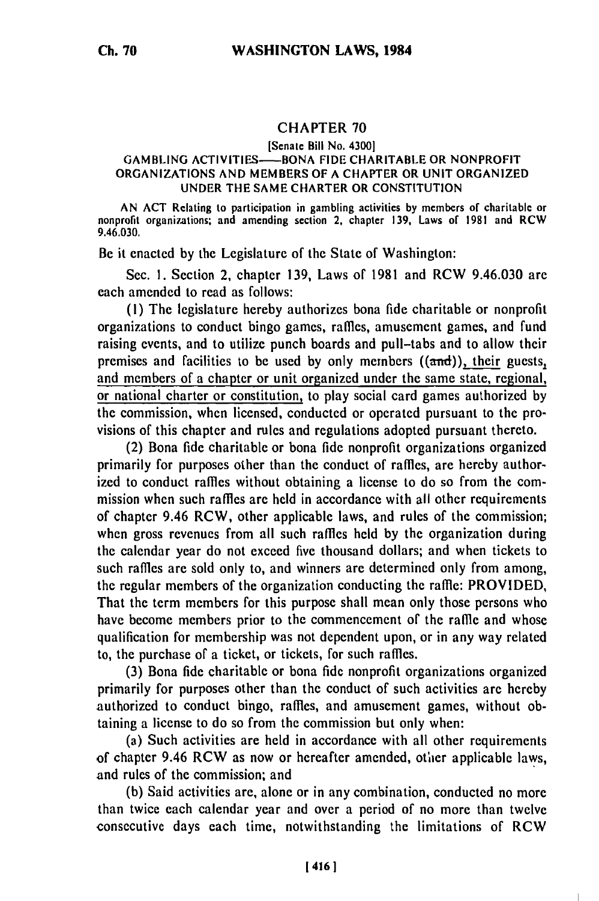# CHAPTER 70

[Senate Bill No. 4300]

GAMBLING ACTIVITIES——BONA FIDE CHARITABLE OR NONPROFIT ORGANIZATIONS AND MEMBERS OF A CHAPTER OR UNIT ORGANIZED UNDER THE SAME CHARTER OR CONSTITUTION

AN ACT Relating to participation in gambling activities by members of charitable or nonprofit organizations; and amending section 2, chapter 139, Laws of 1981 and RCW 9.46.030.

Be it enacted by the Legislature of the State of Washington:

Sec. 1. Section 2, chapter 139, Laws of 1981 and RCW 9.46.030 are each amended to read as follows:

(1) The legislature hereby authorizes bona fide charitable or nonprofit organizations to conduct bingo games, raffles, amusement games, and fund raising events, and to utilize punch boards and pull-tabs and to allow their premises and facilities to be used by only members ((~~and~~)), their guests, and members of a chapter or unit organized under the same state, regional, or national charter or constitution, to play social card games authorized by the commission, when licensed, conducted or operated pursuant to the provisions of this chapter and rules and regulations adopted pursuant thereto.

(2) Bona fide charitable or bona fide nonprofit organizations organized primarily for purposes other than the conduct of raffles, are hereby authorized to conduct raffles without obtaining a license to do so from the commission when such raffles are held in accordance with all other requirements of chapter 9.46 RCW, other applicable laws, and rules of the commission; when gross revenues from all such raffles held by the organization during the calendar year do not exceed five thousand dollars; and when tickets to such raffles are sold only to, and winners are determined only from among, the regular members of the organization conducting the raffle: PROVIDED, That the term members for this purpose shall mean only those persons who have become members prior to the commencement of the raffle and whose qualification for membership was not dependent upon, or in any way related to, the purchase of a ticket, or tickets, for such raffles.

(3) Bona fide charitable or bona fide nonprofit organizations organized primarily for purposes other than the conduct of such activities are hereby authorized to conduct bingo, raffles, and amusement games, without obtaining a license to do so from the commission but only when:

(a) Such activities are held in accordance with all other requirements of chapter 9.46 RCW as now or hereafter amended, other applicable laws, and rules of the commission; and

(b) Said activities are, alone or in any combination, conducted no more than twice each calendar year and over a period of no more than twelve consecutive days each time, notwithstanding the limitations of RCW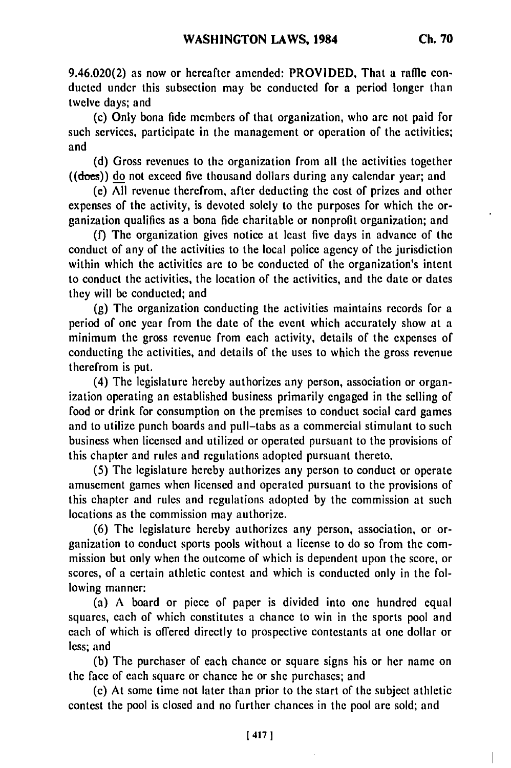9.46.020(2) as now or hereafter amended: PROVIDED, That a raffle conducted under this subsection may be conducted for a period longer than twelve days; and

(c) Only bona fide members of that organization, who are not paid for such services, participate in the management or operation of the activities; and

(d) Gross revenues to the organization from all the activities together ((~~does~~)) do not exceed five thousand dollars during any calendar year; and

(e) All revenue therefrom, after deducting the cost of prizes and other expenses of the activity, is devoted solely to the purposes for which the organization qualifies as a bona fide charitable or nonprofit organization; and

(f) The organization gives notice at least five days in advance of the conduct of any of the activities to the local police agency of the jurisdiction within which the activities are to be conducted of the organization's intent to conduct the activities, the location of the activities, and the date or dates they will be conducted; and

(g) The organization conducting the activities maintains records for a period of one year from the date of the event which accurately show at a minimum the gross revenue from each activity, details of the expenses of conducting the activities, and details of the uses to which the gross revenue therefrom is put.

(4) The legislature hereby authorizes any person, association or organization operating an established business primarily engaged in the selling of food or drink for consumption on the premises to conduct social card games and to utilize punch boards and pull-tabs as a commercial stimulant to such business when licensed and utilized or operated pursuant to the provisions of this chapter and rules and regulations adopted pursuant thereto.

(5) The legislature hereby authorizes any person to conduct or operate amusement games when licensed and operated pursuant to the provisions of this chapter and rules and regulations adopted by the commission at such locations as the commission may authorize.

(6) The legislature hereby authorizes any person, association, or organization to conduct sports pools without a license to do so from the commission but only when the outcome of which is dependent upon the score, or scores, of a certain athletic contest and which is conducted only in the following manner:

(a) A board or piece of paper is divided into one hundred equal squares, each of which constitutes a chance to win in the sports pool and each of which is offered directly to prospective contestants at one dollar or less; and

(b) The purchaser of each chance or square signs his or her name on the face of each square or chance he or she purchases; and

(c) At some time not later than prior to the start of the subject athletic contest the pool is closed and no further chances in the pool are sold; and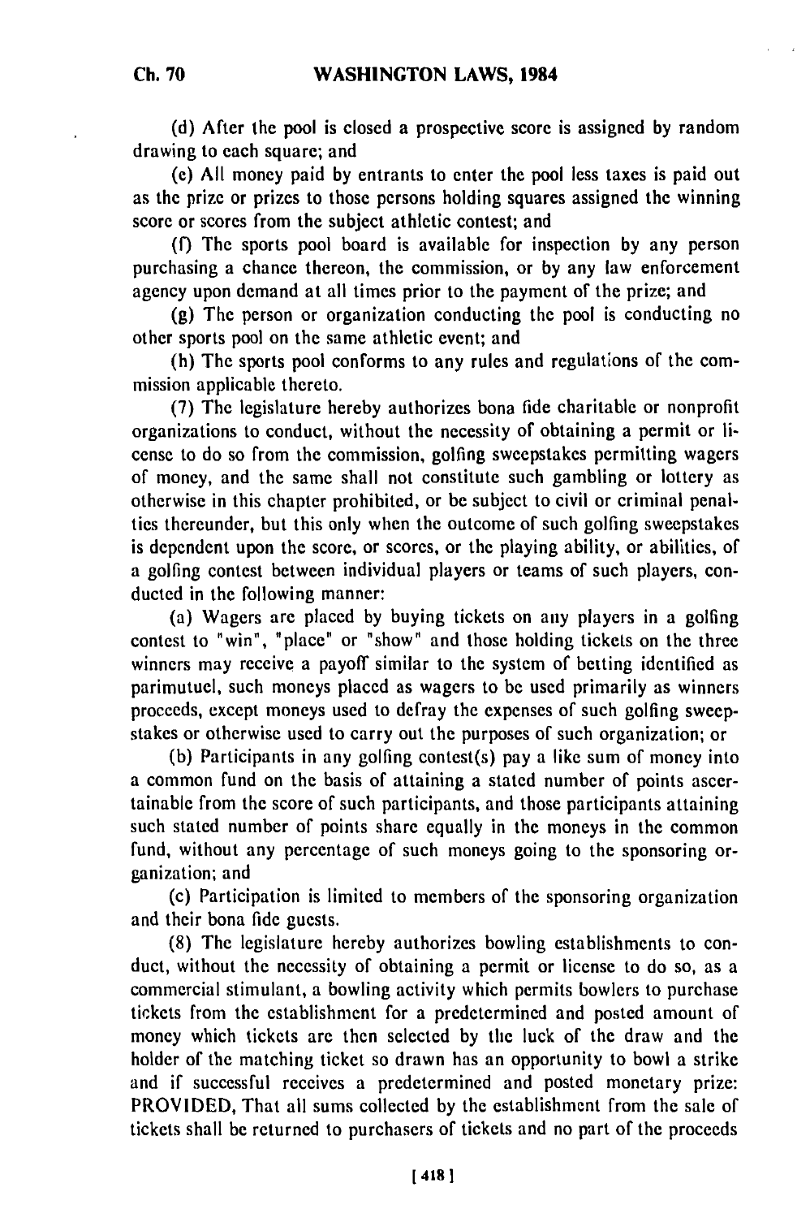(d) After the pool is closed a prospective score is assigned by random drawing to each square; and

(e) All money paid by entrants to enter the pool less taxes is paid out as the prize or prizes to those persons holding squares assigned the winning score or scores from the subject athletic contest; and

(f) The sports pool board is available for inspection by any person purchasing a chance thereon, the commission, or by any law enforcement agency upon demand at all times prior to the payment of the prize; and

(g) The person or organization conducting the pool is conducting no other sports pool on the same athletic event; and

(h) The sports pool conforms to any rules and regulations of the commission applicable thereto.

(7) The legislature hereby authorizes bona fide charitable or nonprofit organizations to conduct, without the necessity of obtaining a permit or license to do so from the commission, golfing sweepstakes permitting wagers of money, and the same shall not constitute such gambling or lottery as otherwise in this chapter prohibited, or be subject to civil or criminal penalties thereunder, but this only when the outcome of such golfing sweepstakes is dependent upon the score, or scores, or the playing ability, or abilities, of a golfing contest between individual players or teams of such players, conducted in the following manner:

(a) Wagers are placed by buying tickets on any players in a golfing contest to "win", "place" or "show" and those holding tickets on the three winners may receive a payoff similar to the system of betting identified as parimutuel, such moneys placed as wagers to be used primarily as winners proceeds, except moneys used to defray the expenses of such golfing sweepstakes or otherwise used to carry out the purposes of such organization; or

(b) Participants in any golfing contest(s) pay a like sum of money into a common fund on the basis of attaining a stated number of points ascertainable from the score of such participants, and those participants attaining such stated number of points share equally in the moneys in the common fund, without any percentage of such moneys going to the sponsoring organization; and

(c) Participation is limited to members of the sponsoring organization and their bona fide guests.

(8) The legislature hereby authorizes bowling establishments to conduct, without the necessity of obtaining a permit or license to do so, as a commercial stimulant, a bowling activity which permits bowlers to purchase tickets from the establishment for a predetermined and posted amount of money which tickets are then selected by the luck of the draw and the holder of the matching ticket so drawn has an opportunity to bowl a strike and if successful receives a predetermined and posted monetary prize: PROVIDED, That all sums collected by the establishment from the sale of tickets shall be returned to purchasers of tickets and no part of the proceeds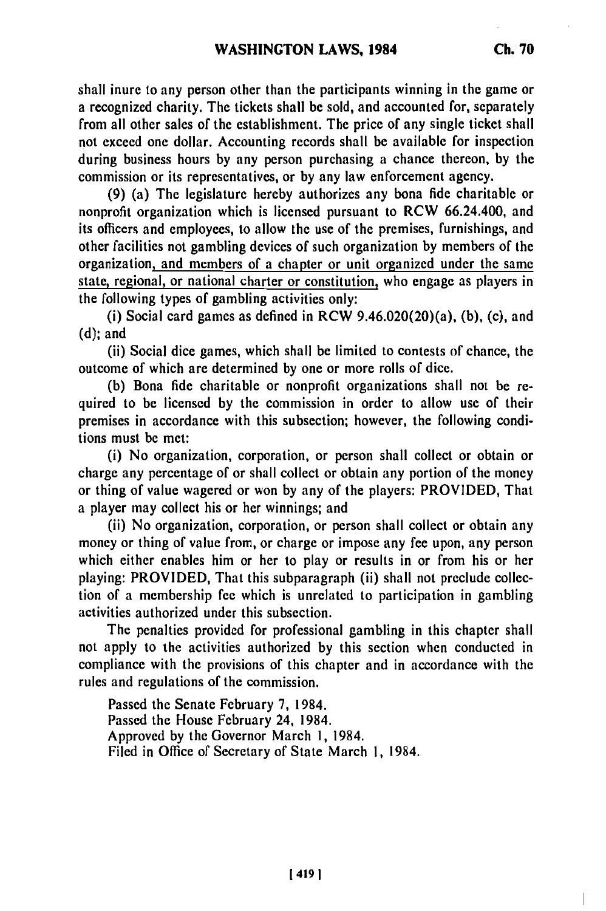shall inure to any person other than the participants winning in the game or a recognized charity. The tickets shall be sold, and accounted for, separately from all other sales of the establishment. The price of any single ticket shall not exceed one dollar. Accounting records shall be available for inspection during business hours by any person purchasing a chance thereon, by the commission or its representatives, or by any law enforcement agency.

(9) (a) The legislature hereby authorizes any bona fide charitable or nonprofit organization which is licensed pursuant to RCW 66.24.400, and its officers and employees, to allow the use of the premises, furnishings, and other facilities not gambling devices of such organization by members of the organization, and members of a chapter or unit organized under the same state, regional, or national charter or constitution, who engage as players in the following types of gambling activities only:

(i) Social card games as defined in RCW 9.46.020(20)(a), (b), (c), and (d); and

(ii) Social dice games, which shall be limited to contests of chance, the outcome of which are determined by one or more rolls of dice.

(b) Bona fide charitable or nonprofit organizations shall not be required to be licensed by the commission in order to allow use of their premises in accordance with this subsection; however, the following conditions must be met:

(i) No organization, corporation, or person shall collect or obtain or charge any percentage of or shall collect or obtain any portion of the money or thing of value wagered or won by any of the players: PROVIDED, That a player may collect his or her winnings; and

(ii) No organization, corporation, or person shall collect or obtain any money or thing of value from, or charge or impose any fee upon, any person which either enables him or her to play or results in or from his or her playing: PROVIDED, That this subparagraph (ii) shall not preclude collection of a membership fee which is unrelated to participation in gambling activities authorized under this subsection.

The penalties provided for professional gambling in this chapter shall not apply to the activities authorized by this section when conducted in compliance with the provisions of this chapter and in accordance with the rules and regulations of the commission.

Passed the Senate February 7, 1984.
Passed the House February 24, 1984.
Approved by the Governor March 1, 1984.
Filed in Office of Secretary of State March 1, 1984.